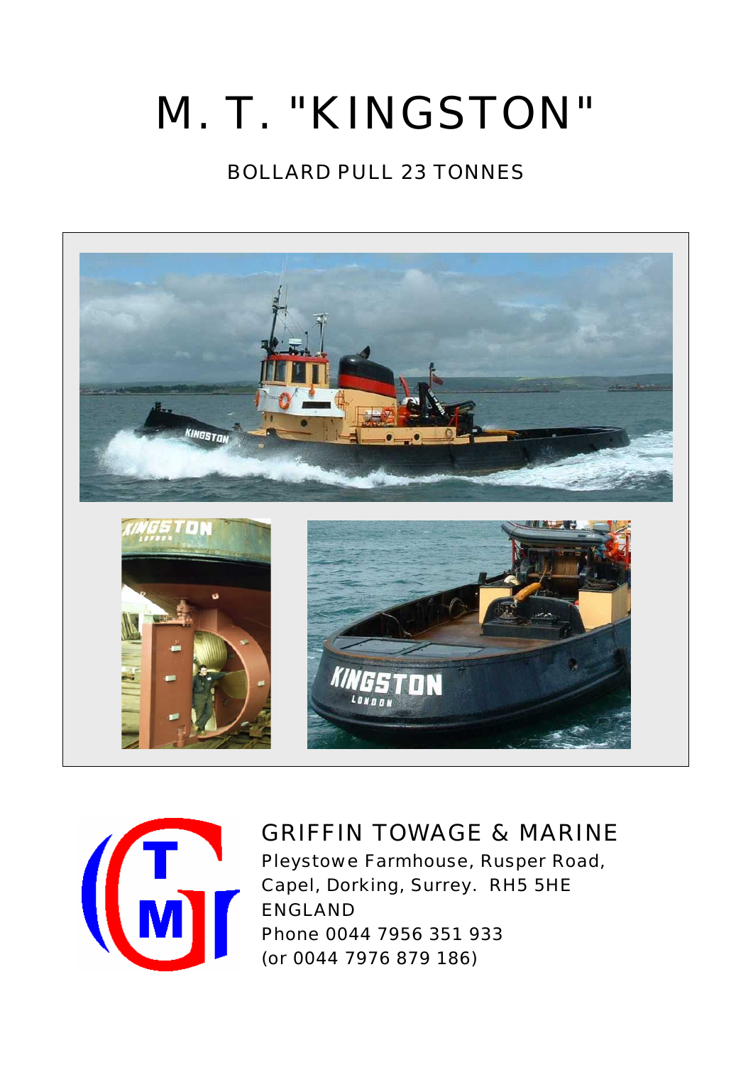# M. T. "KINGSTON"

BOLLARD PULL 23 TONNES

## GRIFFIN TOWAGE & MARINE

Pleystowe Farmhouse, Rusper Road,
Capel, Dorking, Surrey. RH5 5HE
ENGLAND
Phone 0044 7956 351 933
(or 0044 7976 879 186)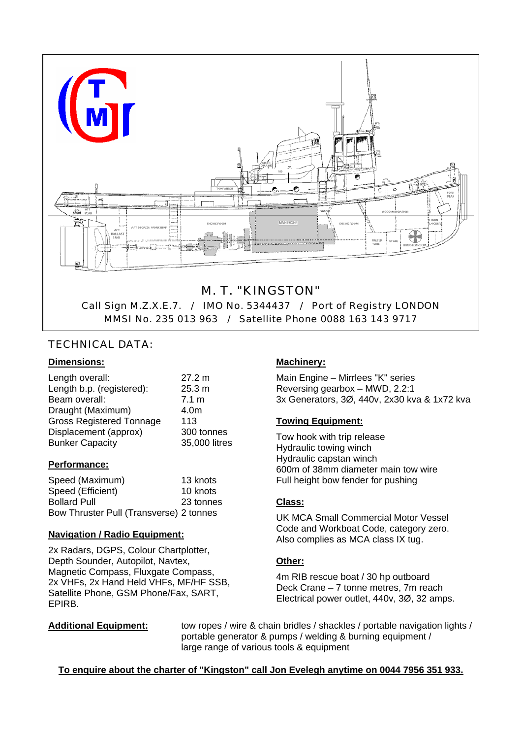# M. T. "KINGSTON"

Call Sign M.Z.X.E.7. / IMO No. 5344437 / Port of Registry LONDON
MMSI No. 235 013 963 / Satellite Phone 0088 163 143 9717

## TECHNICAL DATA:

### Dimensions:

| | |
|---|---|
| Length overall: | 27.2 m |
| Length b.p. (registered): | 25.3 m |
| Beam overall: | 7.1 m |
| Draught (Maximum) | 4.0m |
| Gross Registered Tonnage | 113 |
| Displacement (approx) | 300 tonnes |
| Bunker Capacity | 35,000 litres |

### Performance:

| | |
|---|---|
| Speed (Maximum) | 13 knots |
| Speed (Efficient) | 10 knots |
| Bollard Pull | 23 tonnes |
| Bow Thruster Pull (Transverse) | 2 tonnes |

### Navigation / Radio Equipment:

2x Radars, DGPS, Colour Chartplotter, Depth Sounder, Autopilot, Navtex, Magnetic Compass, Fluxgate Compass, 2x VHFs, 2x Hand Held VHFs, MF/HF SSB, Satellite Phone, GSM Phone/Fax, SART, EPIRB.

### Machinery:

Main Engine – Mirrlees "K" series
Reversing gearbox – MWD, 2.2:1
3x Generators, 3Ø, 440v, 2x30 kva & 1x72 kva

### Towing Equipment:

Tow hook with trip release
Hydraulic towing winch
Hydraulic capstan winch
600m of 38mm diameter main tow wire
Full height bow fender for pushing

### Class:

UK MCA Small Commercial Motor Vessel Code and Workboat Code, category zero. Also complies as MCA class IX tug.

### Other:

4m RIB rescue boat / 30 hp outboard
Deck Crane – 7 tonne metres, 7m reach
Electrical power outlet, 440v, 3Ø, 32 amps.

**Additional Equipment:** tow ropes / wire & chain bridles / shackles / portable navigation lights / portable generator & pumps / welding & burning equipment / large range of various tools & equipment

**To enquire about the charter of "Kingston" call Jon Evelegh anytime on 0044 7956 351 933.**